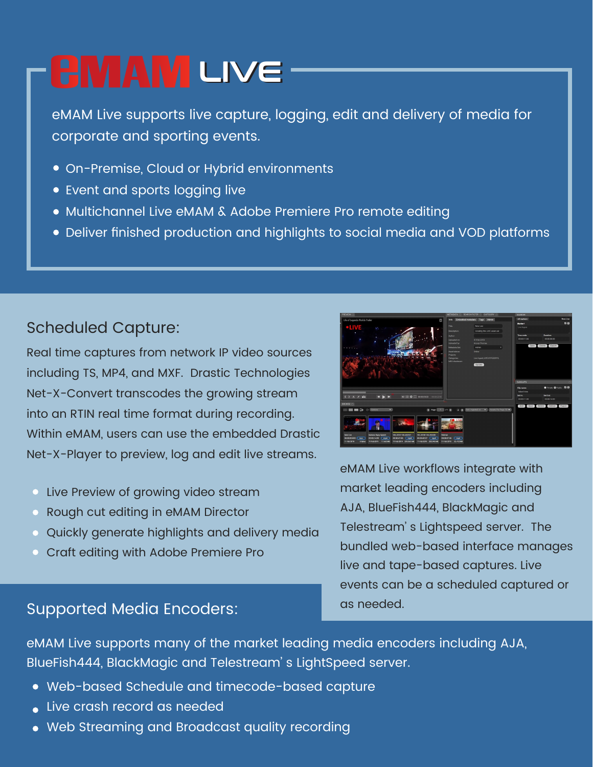# eMAM LIVE

eMAM Live supports live capture, logging, edit and delivery of media for corporate and sporting events.

- On-Premise, Cloud or Hybrid environments
- Event and sports logging live
- Multichannel Live eMAM & Adobe Premiere Pro remote editing
- Deliver finished production and highlights to social media and VOD platforms

## Scheduled Capture:

Real time captures from network IP video sources including TS, MP4, and MXF. Drastic Technologies Net-X-Convert transcodes the growing stream into an RTIN real time format during recording. Within eMAM, users can use the embedded Drastic Net-X-Player to preview, log and edit live streams.

- Live Preview of growing video stream
- Rough cut editing in eMAM Director
- Quickly generate highlights and delivery media
- Craft editing with Adobe Premiere Pro

eMAM Live workflows integrate with market leading encoders including AJA, BlueFish444, BlackMagic and Telestream's Lightspeed server. The bundled web-based interface manages live and tape-based captures. Live events can be a scheduled captured or as needed.

## Supported Media Encoders:

eMAM Live supports many of the market leading media encoders including AJA, BlueFish444, BlackMagic and Telestream's LightSpeed server.

- Web-based Schedule and timecode-based capture
- Live crash record as needed
- Web Streaming and Broadcast quality recording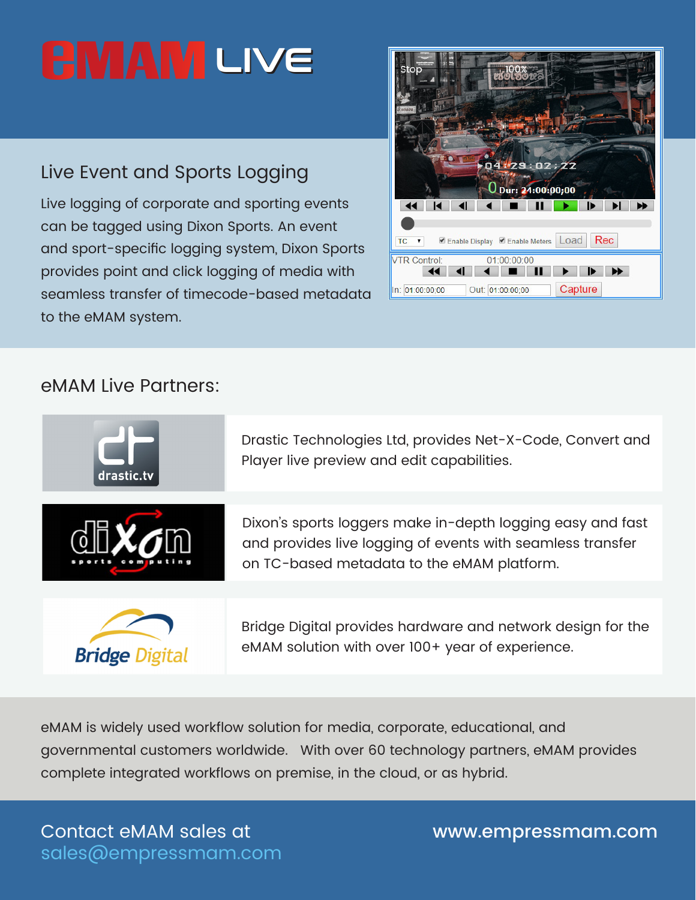# eMAM LIVE

## Live Event and Sports Logging

Live logging of corporate and sporting events can be tagged using Dixon Sports. An event and sport-specific logging system, Dixon Sports provides point and click logging of media with seamless transfer of timecode-based metadata to the eMAM system.

## eMAM Live Partners:

Drastic Technologies Ltd, provides Net-X-Code, Convert and Player live preview and edit capabilities.

Dixon's sports loggers make in-depth logging easy and fast and provides live logging of events with seamless transfer on TC-based metadata to the eMAM platform.

Bridge Digital provides hardware and network design for the eMAM solution with over 100+ year of experience.

eMAM is widely used workflow solution for media, corporate, educational, and governmental customers worldwide. With over 60 technology partners, eMAM provides complete integrated workflows on premise, in the cloud, or as hybrid.

Contact eMAM sales at sales@empressmam.com

www.empressmam.com